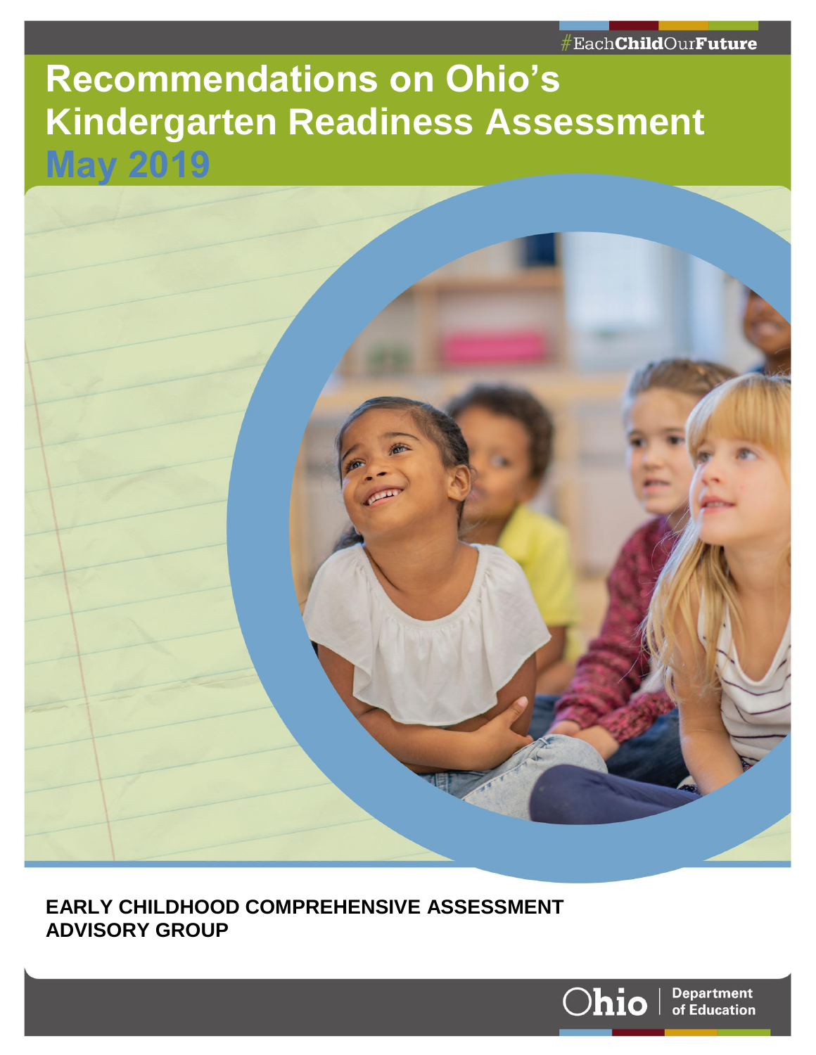#EachChildOurFuture

# Recommendations on Ohio's Kindergarten Readiness Assessment

## May 2019

**EARLY CHILDHOOD COMPREHENSIVE ASSESSMENT ADVISORY GROUP**

Ohio | Department of Education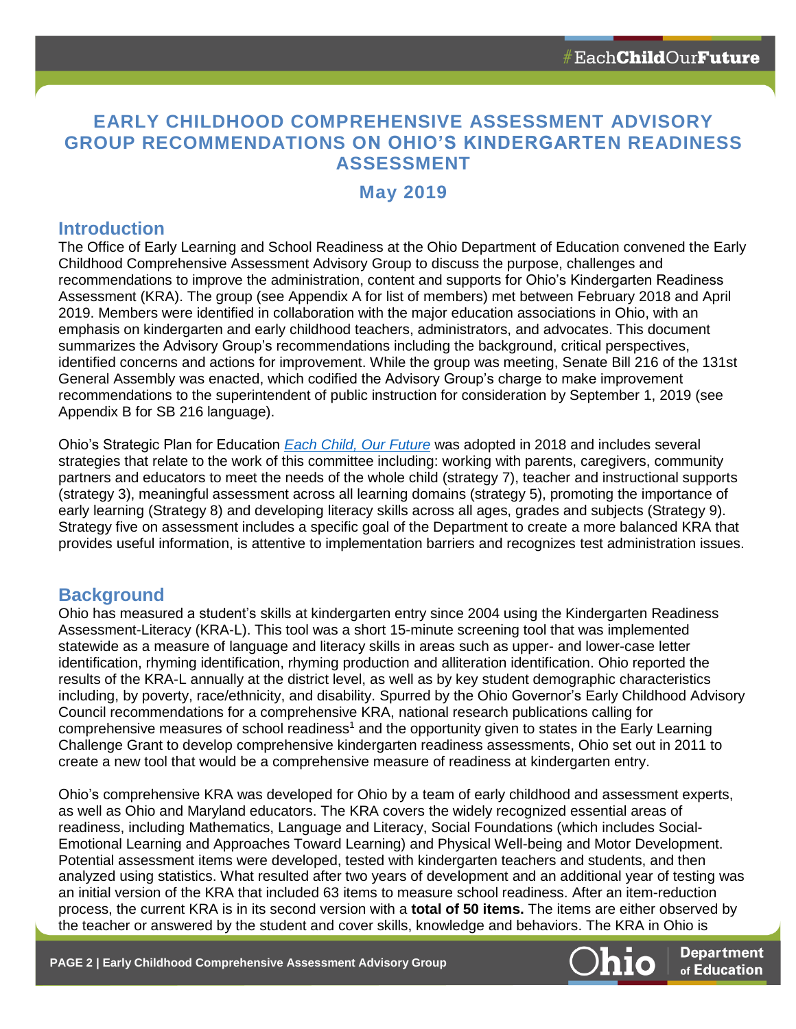# EARLY CHILDHOOD COMPREHENSIVE ASSESSMENT ADVISORY GROUP RECOMMENDATIONS ON OHIO'S KINDERGARTEN READINESS ASSESSMENT

## May 2019

## Introduction

The Office of Early Learning and School Readiness at the Ohio Department of Education convened the Early Childhood Comprehensive Assessment Advisory Group to discuss the purpose, challenges and recommendations to improve the administration, content and supports for Ohio's Kindergarten Readiness Assessment (KRA). The group (see Appendix A for list of members) met between February 2018 and April 2019. Members were identified in collaboration with the major education associations in Ohio, with an emphasis on kindergarten and early childhood teachers, administrators, and advocates. This document summarizes the Advisory Group's recommendations including the background, critical perspectives, identified concerns and actions for improvement. While the group was meeting, Senate Bill 216 of the 131st General Assembly was enacted, which codified the Advisory Group's charge to make improvement recommendations to the superintendent of public instruction for consideration by September 1, 2019 (see Appendix B for SB 216 language).

Ohio's Strategic Plan for Education *Each Child, Our Future* was adopted in 2018 and includes several strategies that relate to the work of this committee including: working with parents, caregivers, community partners and educators to meet the needs of the whole child (strategy 7), teacher and instructional supports (strategy 3), meaningful assessment across all learning domains (strategy 5), promoting the importance of early learning (Strategy 8) and developing literacy skills across all ages, grades and subjects (Strategy 9). Strategy five on assessment includes a specific goal of the Department to create a more balanced KRA that provides useful information, is attentive to implementation barriers and recognizes test administration issues.

## Background

Ohio has measured a student's skills at kindergarten entry since 2004 using the Kindergarten Readiness Assessment-Literacy (KRA-L). This tool was a short 15-minute screening tool that was implemented statewide as a measure of language and literacy skills in areas such as upper- and lower-case letter identification, rhyming identification, rhyming production and alliteration identification. Ohio reported the results of the KRA-L annually at the district level, as well as by key student demographic characteristics including, by poverty, race/ethnicity, and disability. Spurred by the Ohio Governor's Early Childhood Advisory Council recommendations for a comprehensive KRA, national research publications calling for comprehensive measures of school readiness[1] and the opportunity given to states in the Early Learning Challenge Grant to develop comprehensive kindergarten readiness assessments, Ohio set out in 2011 to create a new tool that would be a comprehensive measure of readiness at kindergarten entry.

Ohio's comprehensive KRA was developed for Ohio by a team of early childhood and assessment experts, as well as Ohio and Maryland educators. The KRA covers the widely recognized essential areas of readiness, including Mathematics, Language and Literacy, Social Foundations (which includes Social-Emotional Learning and Approaches Toward Learning) and Physical Well-being and Motor Development. Potential assessment items were developed, tested with kindergarten teachers and students, and then analyzed using statistics. What resulted after two years of development and an additional year of testing was an initial version of the KRA that included 63 items to measure school readiness. After an item-reduction process, the current KRA is in its second version with a **total of 50 items.** The items are either observed by the teacher or answered by the student and cover skills, knowledge and behaviors. The KRA in Ohio is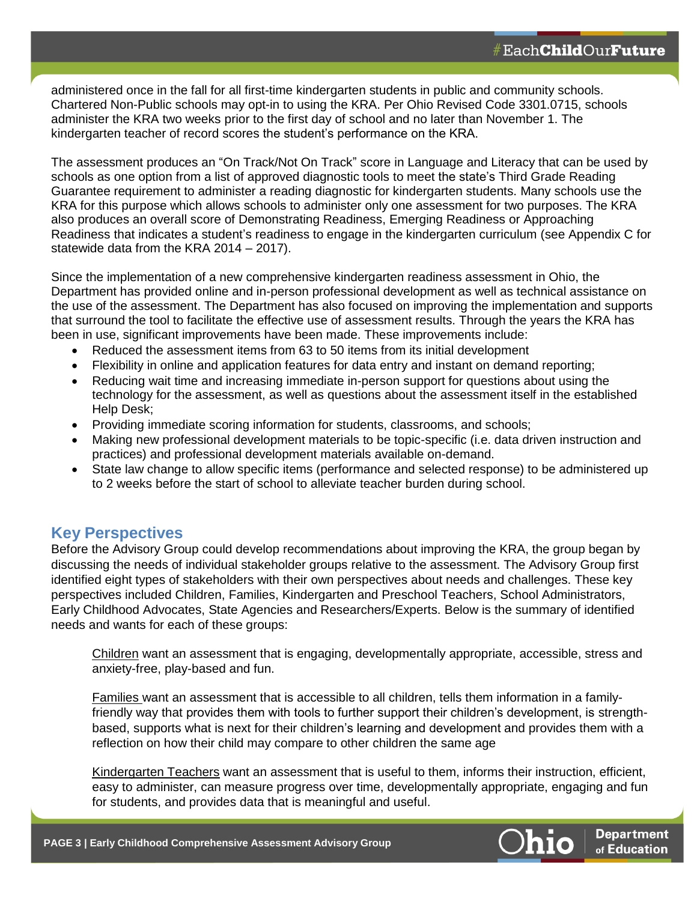administered once in the fall for all first-time kindergarten students in public and community schools. Chartered Non-Public schools may opt-in to using the KRA. Per Ohio Revised Code 3301.0715, schools administer the KRA two weeks prior to the first day of school and no later than November 1. The kindergarten teacher of record scores the student's performance on the KRA.

The assessment produces an "On Track/Not On Track" score in Language and Literacy that can be used by schools as one option from a list of approved diagnostic tools to meet the state's Third Grade Reading Guarantee requirement to administer a reading diagnostic for kindergarten students. Many schools use the KRA for this purpose which allows schools to administer only one assessment for two purposes. The KRA also produces an overall score of Demonstrating Readiness, Emerging Readiness or Approaching Readiness that indicates a student's readiness to engage in the kindergarten curriculum (see Appendix C for statewide data from the KRA 2014 – 2017).

Since the implementation of a new comprehensive kindergarten readiness assessment in Ohio, the Department has provided online and in-person professional development as well as technical assistance on the use of the assessment. The Department has also focused on improving the implementation and supports that surround the tool to facilitate the effective use of assessment results. Through the years the KRA has been in use, significant improvements have been made. These improvements include:

- Reduced the assessment items from 63 to 50 items from its initial development
- Flexibility in online and application features for data entry and instant on demand reporting;
- Reducing wait time and increasing immediate in-person support for questions about using the technology for the assessment, as well as questions about the assessment itself in the established Help Desk;
- Providing immediate scoring information for students, classrooms, and schools;
- Making new professional development materials to be topic-specific (i.e. data driven instruction and practices) and professional development materials available on-demand.
- State law change to allow specific items (performance and selected response) to be administered up to 2 weeks before the start of school to alleviate teacher burden during school.

## Key Perspectives

Before the Advisory Group could develop recommendations about improving the KRA, the group began by discussing the needs of individual stakeholder groups relative to the assessment. The Advisory Group first identified eight types of stakeholders with their own perspectives about needs and challenges. These key perspectives included Children, Families, Kindergarten and Preschool Teachers, School Administrators, Early Childhood Advocates, State Agencies and Researchers/Experts. Below is the summary of identified needs and wants for each of these groups:

<u>Children</u> want an assessment that is engaging, developmentally appropriate, accessible, stress and anxiety-free, play-based and fun.

<u>Families</u> want an assessment that is accessible to all children, tells them information in a family-friendly way that provides them with tools to further support their children's development, is strength-based, supports what is next for their children's learning and development and provides them with a reflection on how their child may compare to other children the same age

<u>Kindergarten Teachers</u> want an assessment that is useful to them, informs their instruction, efficient, easy to administer, can measure progress over time, developmentally appropriate, engaging and fun for students, and provides data that is meaningful and useful.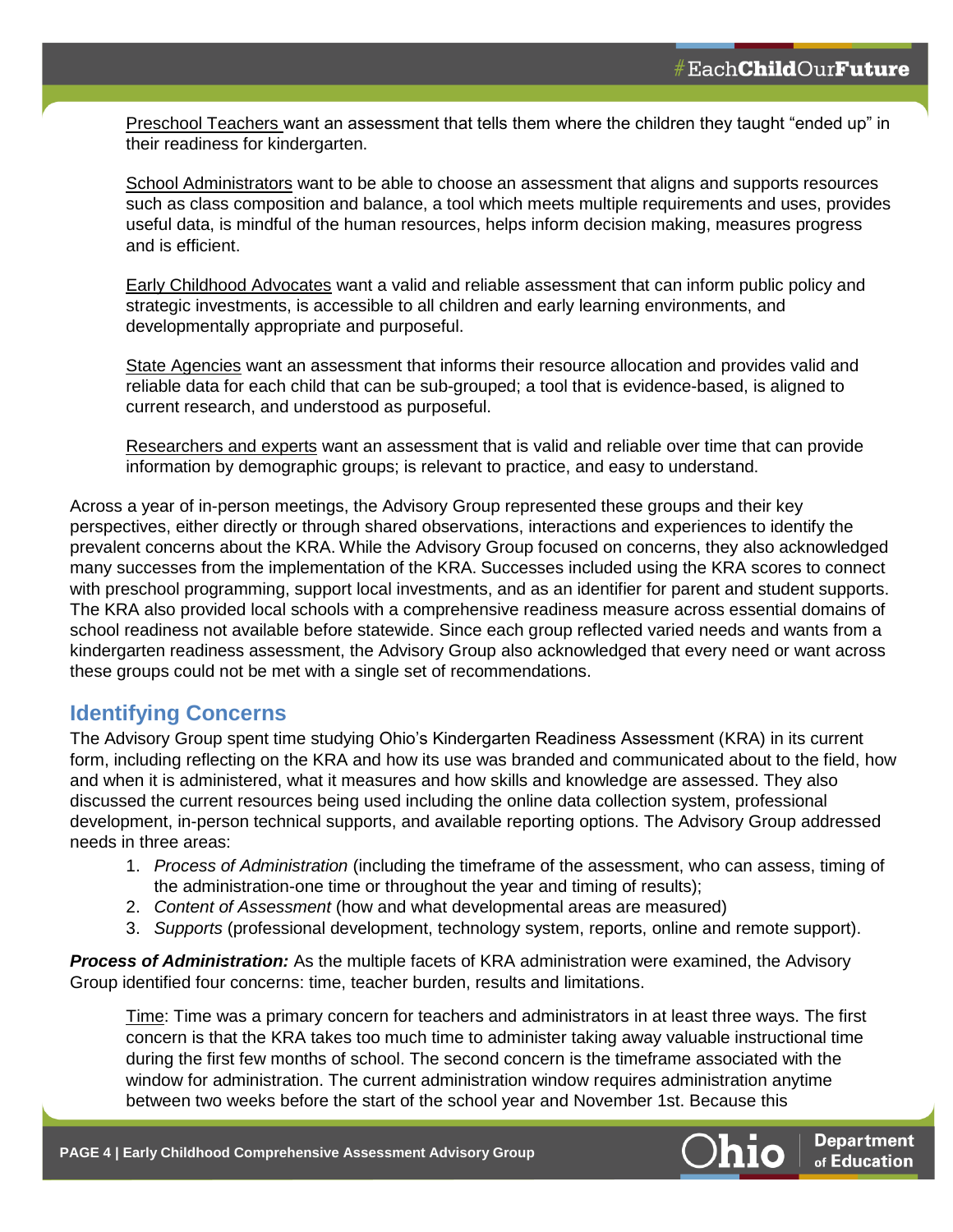Preschool Teachers want an assessment that tells them where the children they taught "ended up" in their readiness for kindergarten.

School Administrators want to be able to choose an assessment that aligns and supports resources such as class composition and balance, a tool which meets multiple requirements and uses, provides useful data, is mindful of the human resources, helps inform decision making, measures progress and is efficient.

Early Childhood Advocates want a valid and reliable assessment that can inform public policy and strategic investments, is accessible to all children and early learning environments, and developmentally appropriate and purposeful.

State Agencies want an assessment that informs their resource allocation and provides valid and reliable data for each child that can be sub-grouped; a tool that is evidence-based, is aligned to current research, and understood as purposeful.

Researchers and experts want an assessment that is valid and reliable over time that can provide information by demographic groups; is relevant to practice, and easy to understand.

Across a year of in-person meetings, the Advisory Group represented these groups and their key perspectives, either directly or through shared observations, interactions and experiences to identify the prevalent concerns about the KRA. While the Advisory Group focused on concerns, they also acknowledged many successes from the implementation of the KRA. Successes included using the KRA scores to connect with preschool programming, support local investments, and as an identifier for parent and student supports. The KRA also provided local schools with a comprehensive readiness measure across essential domains of school readiness not available before statewide. Since each group reflected varied needs and wants from a kindergarten readiness assessment, the Advisory Group also acknowledged that every need or want across these groups could not be met with a single set of recommendations.

## Identifying Concerns

The Advisory Group spent time studying Ohio's Kindergarten Readiness Assessment (KRA) in its current form, including reflecting on the KRA and how its use was branded and communicated about to the field, how and when it is administered, what it measures and how skills and knowledge are assessed. They also discussed the current resources being used including the online data collection system, professional development, in-person technical supports, and available reporting options. The Advisory Group addressed needs in three areas:

1. *Process of Administration* (including the timeframe of the assessment, who can assess, timing of the administration-one time or throughout the year and timing of results);
2. *Content of Assessment* (how and what developmental areas are measured)
3. *Supports* (professional development, technology system, reports, online and remote support).

***Process of Administration:*** As the multiple facets of KRA administration were examined, the Advisory Group identified four concerns: time, teacher burden, results and limitations.

Time: Time was a primary concern for teachers and administrators in at least three ways. The first concern is that the KRA takes too much time to administer taking away valuable instructional time during the first few months of school. The second concern is the timeframe associated with the window for administration. The current administration window requires administration anytime between two weeks before the start of the school year and November 1st. Because this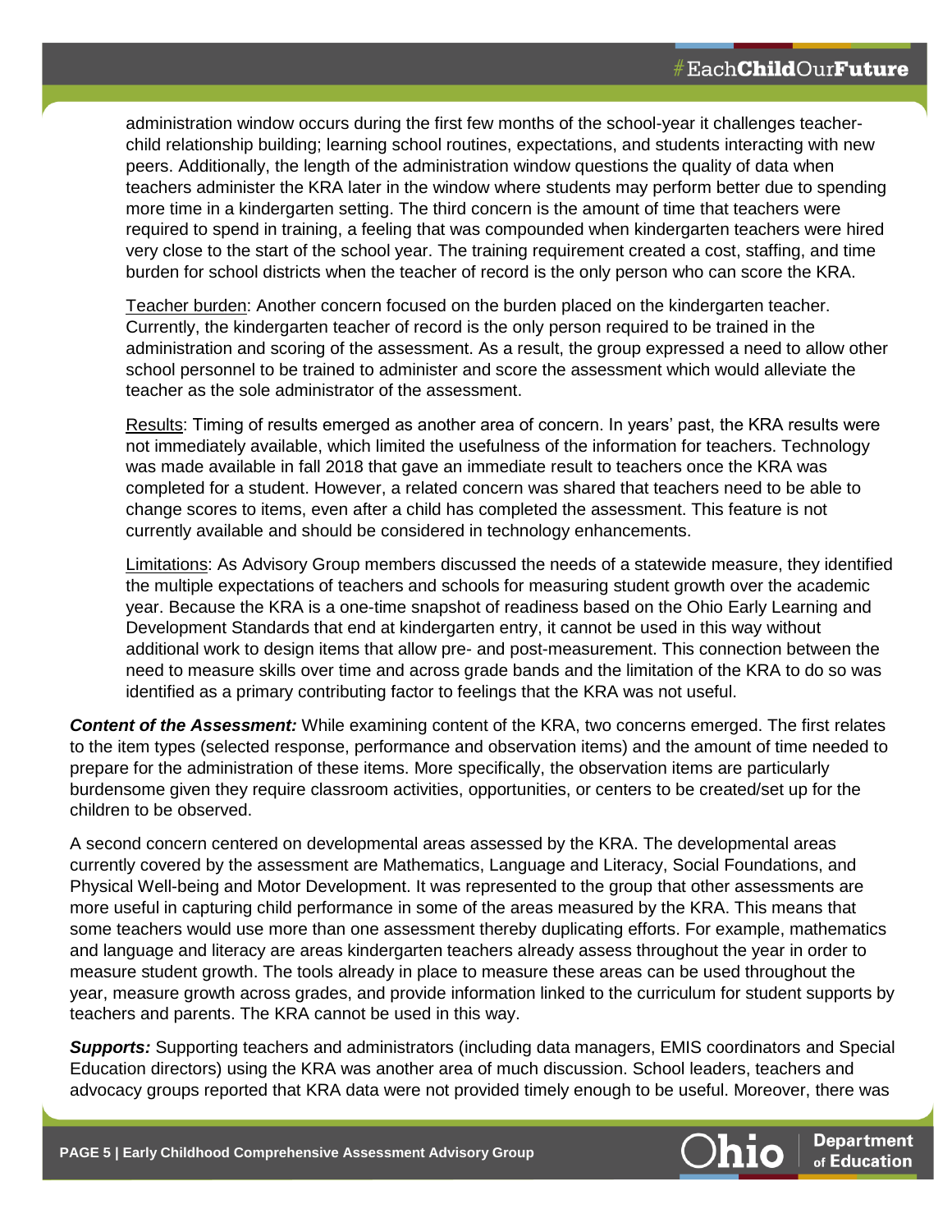administration window occurs during the first few months of the school-year it challenges teacher-child relationship building; learning school routines, expectations, and students interacting with new peers. Additionally, the length of the administration window questions the quality of data when teachers administer the KRA later in the window where students may perform better due to spending more time in a kindergarten setting. The third concern is the amount of time that teachers were required to spend in training, a feeling that was compounded when kindergarten teachers were hired very close to the start of the school year. The training requirement created a cost, staffing, and time burden for school districts when the teacher of record is the only person who can score the KRA.

<u>Teacher burden</u>: Another concern focused on the burden placed on the kindergarten teacher. Currently, the kindergarten teacher of record is the only person required to be trained in the administration and scoring of the assessment. As a result, the group expressed a need to allow other school personnel to be trained to administer and score the assessment which would alleviate the teacher as the sole administrator of the assessment.

<u>Results</u>: Timing of results emerged as another area of concern. In years' past, the KRA results were not immediately available, which limited the usefulness of the information for teachers. Technology was made available in fall 2018 that gave an immediate result to teachers once the KRA was completed for a student. However, a related concern was shared that teachers need to be able to change scores to items, even after a child has completed the assessment. This feature is not currently available and should be considered in technology enhancements.

<u>Limitations</u>: As Advisory Group members discussed the needs of a statewide measure, they identified the multiple expectations of teachers and schools for measuring student growth over the academic year. Because the KRA is a one-time snapshot of readiness based on the Ohio Early Learning and Development Standards that end at kindergarten entry, it cannot be used in this way without additional work to design items that allow pre- and post-measurement. This connection between the need to measure skills over time and across grade bands and the limitation of the KRA to do so was identified as a primary contributing factor to feelings that the KRA was not useful.

***Content of the Assessment:*** While examining content of the KRA, two concerns emerged. The first relates to the item types (selected response, performance and observation items) and the amount of time needed to prepare for the administration of these items. More specifically, the observation items are particularly burdensome given they require classroom activities, opportunities, or centers to be created/set up for the children to be observed.

A second concern centered on developmental areas assessed by the KRA. The developmental areas currently covered by the assessment are Mathematics, Language and Literacy, Social Foundations, and Physical Well-being and Motor Development. It was represented to the group that other assessments are more useful in capturing child performance in some of the areas measured by the KRA. This means that some teachers would use more than one assessment thereby duplicating efforts. For example, mathematics and language and literacy are areas kindergarten teachers already assess throughout the year in order to measure student growth. The tools already in place to measure these areas can be used throughout the year, measure growth across grades, and provide information linked to the curriculum for student supports by teachers and parents. The KRA cannot be used in this way.

***Supports:*** Supporting teachers and administrators (including data managers, EMIS coordinators and Special Education directors) using the KRA was another area of much discussion. School leaders, teachers and advocacy groups reported that KRA data were not provided timely enough to be useful. Moreover, there was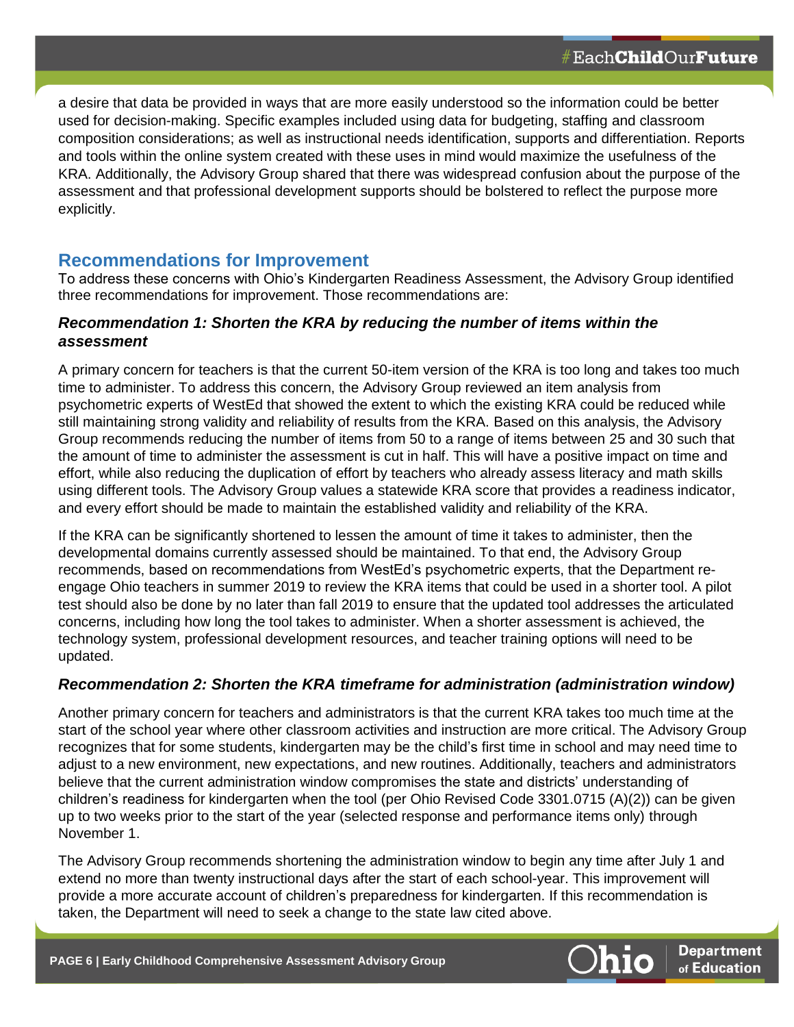a desire that data be provided in ways that are more easily understood so the information could be better used for decision-making. Specific examples included using data for budgeting, staffing and classroom composition considerations; as well as instructional needs identification, supports and differentiation. Reports and tools within the online system created with these uses in mind would maximize the usefulness of the KRA. Additionally, the Advisory Group shared that there was widespread confusion about the purpose of the assessment and that professional development supports should be bolstered to reflect the purpose more explicitly.

## Recommendations for Improvement

To address these concerns with Ohio's Kindergarten Readiness Assessment, the Advisory Group identified three recommendations for improvement. Those recommendations are:

### *Recommendation 1: Shorten the KRA by reducing the number of items within the assessment*

A primary concern for teachers is that the current 50-item version of the KRA is too long and takes too much time to administer. To address this concern, the Advisory Group reviewed an item analysis from psychometric experts of WestEd that showed the extent to which the existing KRA could be reduced while still maintaining strong validity and reliability of results from the KRA. Based on this analysis, the Advisory Group recommends reducing the number of items from 50 to a range of items between 25 and 30 such that the amount of time to administer the assessment is cut in half. This will have a positive impact on time and effort, while also reducing the duplication of effort by teachers who already assess literacy and math skills using different tools. The Advisory Group values a statewide KRA score that provides a readiness indicator, and every effort should be made to maintain the established validity and reliability of the KRA.

If the KRA can be significantly shortened to lessen the amount of time it takes to administer, then the developmental domains currently assessed should be maintained. To that end, the Advisory Group recommends, based on recommendations from WestEd's psychometric experts, that the Department re-engage Ohio teachers in summer 2019 to review the KRA items that could be used in a shorter tool. A pilot test should also be done by no later than fall 2019 to ensure that the updated tool addresses the articulated concerns, including how long the tool takes to administer. When a shorter assessment is achieved, the technology system, professional development resources, and teacher training options will need to be updated.

### *Recommendation 2: Shorten the KRA timeframe for administration (administration window)*

Another primary concern for teachers and administrators is that the current KRA takes too much time at the start of the school year where other classroom activities and instruction are more critical. The Advisory Group recognizes that for some students, kindergarten may be the child's first time in school and may need time to adjust to a new environment, new expectations, and new routines. Additionally, teachers and administrators believe that the current administration window compromises the state and districts' understanding of children's readiness for kindergarten when the tool (per Ohio Revised Code 3301.0715 (A)(2)) can be given up to two weeks prior to the start of the year (selected response and performance items only) through November 1.

The Advisory Group recommends shortening the administration window to begin any time after July 1 and extend no more than twenty instructional days after the start of each school-year. This improvement will provide a more accurate account of children's preparedness for kindergarten. If this recommendation is taken, the Department will need to seek a change to the state law cited above.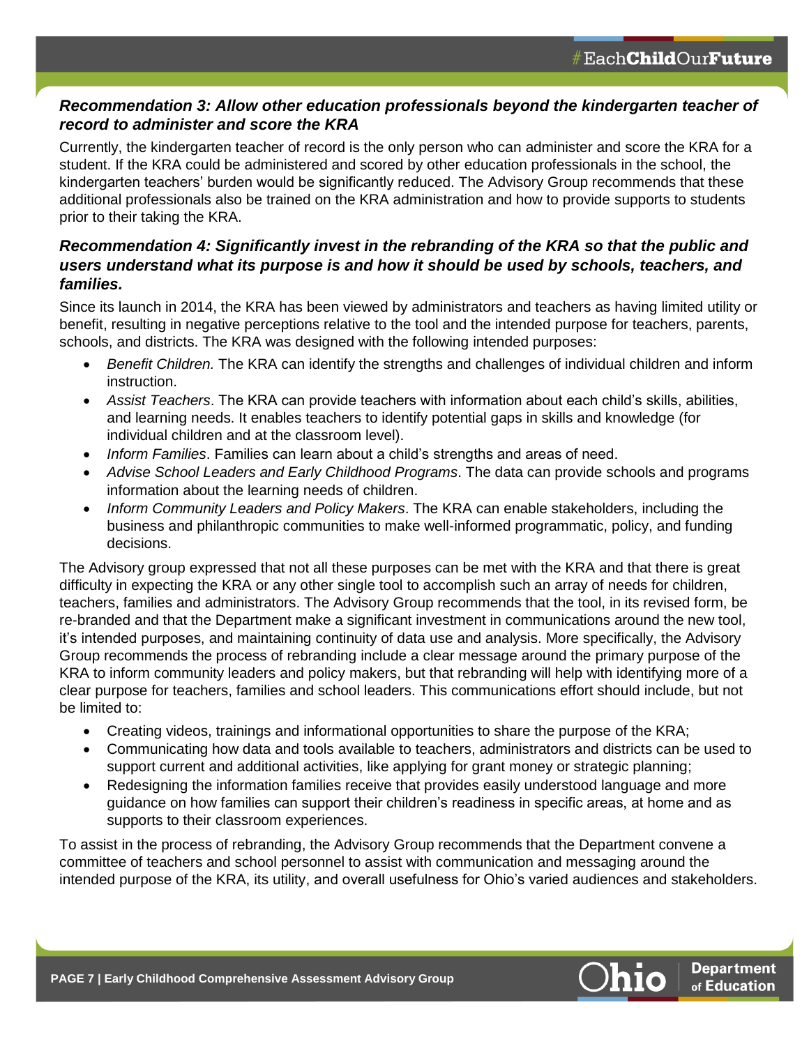### *Recommendation 3: Allow other education professionals beyond the kindergarten teacher of record to administer and score the KRA*

Currently, the kindergarten teacher of record is the only person who can administer and score the KRA for a student. If the KRA could be administered and scored by other education professionals in the school, the kindergarten teachers' burden would be significantly reduced. The Advisory Group recommends that these additional professionals also be trained on the KRA administration and how to provide supports to students prior to their taking the KRA.

### *Recommendation 4: Significantly invest in the rebranding of the KRA so that the public and users understand what its purpose is and how it should be used by schools, teachers, and families.*

Since its launch in 2014, the KRA has been viewed by administrators and teachers as having limited utility or benefit, resulting in negative perceptions relative to the tool and the intended purpose for teachers, parents, schools, and districts. The KRA was designed with the following intended purposes:

- *Benefit Children.* The KRA can identify the strengths and challenges of individual children and inform instruction.
- *Assist Teachers*. The KRA can provide teachers with information about each child's skills, abilities, and learning needs. It enables teachers to identify potential gaps in skills and knowledge (for individual children and at the classroom level).
- *Inform Families*. Families can learn about a child's strengths and areas of need.
- *Advise School Leaders and Early Childhood Programs*. The data can provide schools and programs information about the learning needs of children.
- *Inform Community Leaders and Policy Makers*. The KRA can enable stakeholders, including the business and philanthropic communities to make well-informed programmatic, policy, and funding decisions.

The Advisory group expressed that not all these purposes can be met with the KRA and that there is great difficulty in expecting the KRA or any other single tool to accomplish such an array of needs for children, teachers, families and administrators. The Advisory Group recommends that the tool, in its revised form, be re-branded and that the Department make a significant investment in communications around the new tool, it's intended purposes, and maintaining continuity of data use and analysis. More specifically, the Advisory Group recommends the process of rebranding include a clear message around the primary purpose of the KRA to inform community leaders and policy makers, but that rebranding will help with identifying more of a clear purpose for teachers, families and school leaders. This communications effort should include, but not be limited to:

- Creating videos, trainings and informational opportunities to share the purpose of the KRA;
- Communicating how data and tools available to teachers, administrators and districts can be used to support current and additional activities, like applying for grant money or strategic planning;
- Redesigning the information families receive that provides easily understood language and more guidance on how families can support their children's readiness in specific areas, at home and as supports to their classroom experiences.

To assist in the process of rebranding, the Advisory Group recommends that the Department convene a committee of teachers and school personnel to assist with communication and messaging around the intended purpose of the KRA, its utility, and overall usefulness for Ohio's varied audiences and stakeholders.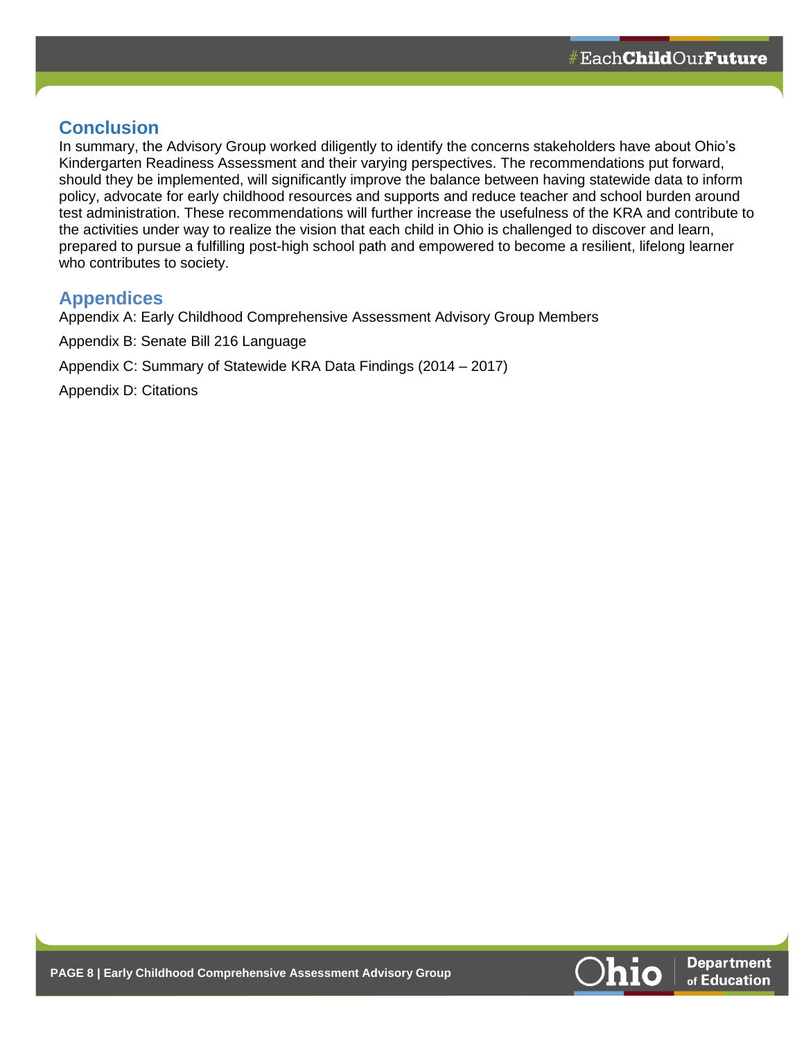## Conclusion

In summary, the Advisory Group worked diligently to identify the concerns stakeholders have about Ohio's Kindergarten Readiness Assessment and their varying perspectives. The recommendations put forward, should they be implemented, will significantly improve the balance between having statewide data to inform policy, advocate for early childhood resources and supports and reduce teacher and school burden around test administration. These recommendations will further increase the usefulness of the KRA and contribute to the activities under way to realize the vision that each child in Ohio is challenged to discover and learn, prepared to pursue a fulfilling post-high school path and empowered to become a resilient, lifelong learner who contributes to society.

## Appendices

Appendix A: Early Childhood Comprehensive Assessment Advisory Group Members

Appendix B: Senate Bill 216 Language

Appendix C: Summary of Statewide KRA Data Findings (2014 – 2017)

Appendix D: Citations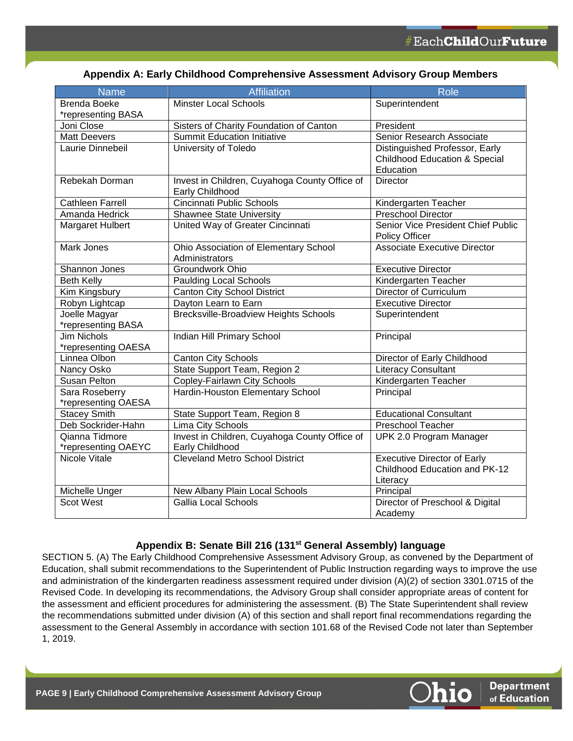## Appendix A: Early Childhood Comprehensive Assessment Advisory Group Members

| Name | Affiliation | Role |
|---|---|---|
| Brenda Boeke *representing BASA | Minster Local Schools | Superintendent |
| Joni Close | Sisters of Charity Foundation of Canton | President |
| Matt Deevers | Summit Education Initiative | Senior Research Associate |
| Laurie Dinnebeil | University of Toledo | Distinguished Professor, Early Childhood Education & Special Education |
| Rebekah Dorman | Invest in Children, Cuyahoga County Office of Early Childhood | Director |
| Cathleen Farrell | Cincinnati Public Schools | Kindergarten Teacher |
| Amanda Hedrick | Shawnee State University | Preschool Director |
| Margaret Hulbert | United Way of Greater Cincinnati | Senior Vice President Chief Public Policy Officer |
| Mark Jones | Ohio Association of Elementary School Administrators | Associate Executive Director |
| Shannon Jones | Groundwork Ohio | Executive Director |
| Beth Kelly | Paulding Local Schools | Kindergarten Teacher |
| Kim Kingsbury | Canton City School District | Director of Curriculum |
| Robyn Lightcap | Dayton Learn to Earn | Executive Director |
| Joelle Magyar *representing BASA | Brecksville-Broadview Heights Schools | Superintendent |
| Jim Nichols *representing OAESA | Indian Hill Primary School | Principal |
| Linnea Olbon | Canton City Schools | Director of Early Childhood |
| Nancy Osko | State Support Team, Region 2 | Literacy Consultant |
| Susan Pelton | Copley-Fairlawn City Schools | Kindergarten Teacher |
| Sara Roseberry *representing OAESA | Hardin-Houston Elementary School | Principal |
| Stacey Smith | State Support Team, Region 8 | Educational Consultant |
| Deb Sockrider-Hahn | Lima City Schools | Preschool Teacher |
| Qianna Tidmore *representing OAEYC | Invest in Children, Cuyahoga County Office of Early Childhood | UPK 2.0 Program Manager |
| Nicole Vitale | Cleveland Metro School District | Executive Director of Early Childhood Education and PK-12 Literacy |
| Michelle Unger | New Albany Plain Local Schools | Principal |
| Scot West | Gallia Local Schools | Director of Preschool & Digital Academy |

## Appendix B: Senate Bill 216 (131st General Assembly) language

SECTION 5. (A) The Early Childhood Comprehensive Assessment Advisory Group, as convened by the Department of Education, shall submit recommendations to the Superintendent of Public Instruction regarding ways to improve the use and administration of the kindergarten readiness assessment required under division (A)(2) of section 3301.0715 of the Revised Code. In developing its recommendations, the Advisory Group shall consider appropriate areas of content for the assessment and efficient procedures for administering the assessment. (B) The State Superintendent shall review the recommendations submitted under division (A) of this section and shall report final recommendations regarding the assessment to the General Assembly in accordance with section 101.68 of the Revised Code not later than September 1, 2019.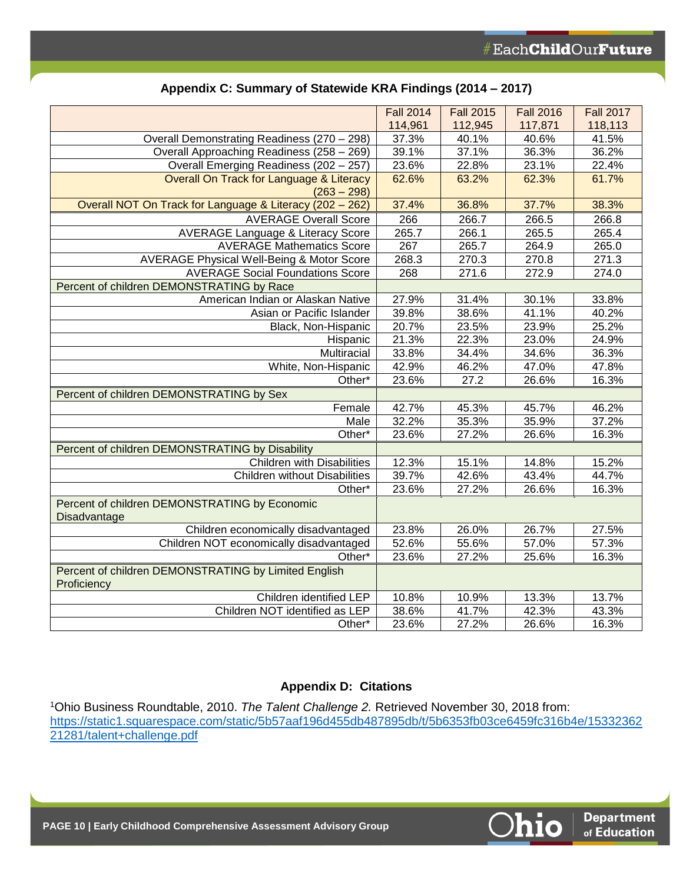## Appendix C: Summary of Statewide KRA Findings (2014 – 2017)

| | Fall 2014 114,961 | Fall 2015 112,945 | Fall 2016 117,871 | Fall 2017 118,113 |
|---|---|---|---|---|
| Overall Demonstrating Readiness (270 – 298) | 37.3% | 40.1% | 40.6% | 41.5% |
| Overall Approaching Readiness (258 – 269) | 39.1% | 37.1% | 36.3% | 36.2% |
| Overall Emerging Readiness (202 – 257) | 23.6% | 22.8% | 23.1% | 22.4% |
| Overall On Track for Language & Literacy (263 – 298) | 62.6% | 63.2% | 62.3% | 61.7% |
| Overall NOT On Track for Language & Literacy (202 – 262) | 37.4% | 36.8% | 37.7% | 38.3% |
| AVERAGE Overall Score | 266 | 266.7 | 266.5 | 266.8 |
| AVERAGE Language & Literacy Score | 265.7 | 266.1 | 265.5 | 265.4 |
| AVERAGE Mathematics Score | 267 | 265.7 | 264.9 | 265.0 |
| AVERAGE Physical Well-Being & Motor Score | 268.3 | 270.3 | 270.8 | 271.3 |
| AVERAGE Social Foundations Score | 268 | 271.6 | 272.9 | 274.0 |
| Percent of children DEMONSTRATING by Race | | | | |
| American Indian or Alaskan Native | 27.9% | 31.4% | 30.1% | 33.8% |
| Asian or Pacific Islander | 39.8% | 38.6% | 41.1% | 40.2% |
| Black, Non-Hispanic | 20.7% | 23.5% | 23.9% | 25.2% |
| Hispanic | 21.3% | 22.3% | 23.0% | 24.9% |
| Multiracial | 33.8% | 34.4% | 34.6% | 36.3% |
| White, Non-Hispanic | 42.9% | 46.2% | 47.0% | 47.8% |
| Other* | 23.6% | 27.2 | 26.6% | 16.3% |
| Percent of children DEMONSTRATING by Sex | | | | |
| Female | 42.7% | 45.3% | 45.7% | 46.2% |
| Male | 32.2% | 35.3% | 35.9% | 37.2% |
| Other* | 23.6% | 27.2% | 26.6% | 16.3% |
| Percent of children DEMONSTRATING by Disability | | | | |
| Children with Disabilities | 12.3% | 15.1% | 14.8% | 15.2% |
| Children without Disabilities | 39.7% | 42.6% | 43.4% | 44.7% |
| Other* | 23.6% | 27.2% | 26.6% | 16.3% |
| Percent of children DEMONSTRATING by Economic Disadvantage | | | | |
| Children economically disadvantaged | 23.8% | 26.0% | 26.7% | 27.5% |
| Children NOT economically disadvantaged | 52.6% | 55.6% | 57.0% | 57.3% |
| Other* | 23.6% | 27.2% | 25.6% | 16.3% |
| Percent of children DEMONSTRATING by Limited English Proficiency | | | | |
| Children identified LEP | 10.8% | 10.9% | 13.3% | 13.7% |
| Children NOT identified as LEP | 38.6% | 41.7% | 42.3% | 43.3% |
| Other* | 23.6% | 27.2% | 26.6% | 16.3% |

## Appendix D: Citations

[1]Ohio Business Roundtable, 2010. *The Talent Challenge 2.* Retrieved November 30, 2018 from: https://static1.squarespace.com/static/5b57aaf196d455db487895db/t/5b6353fb03ce6459fc316b4e/1533236221281/talent+challenge.pdf